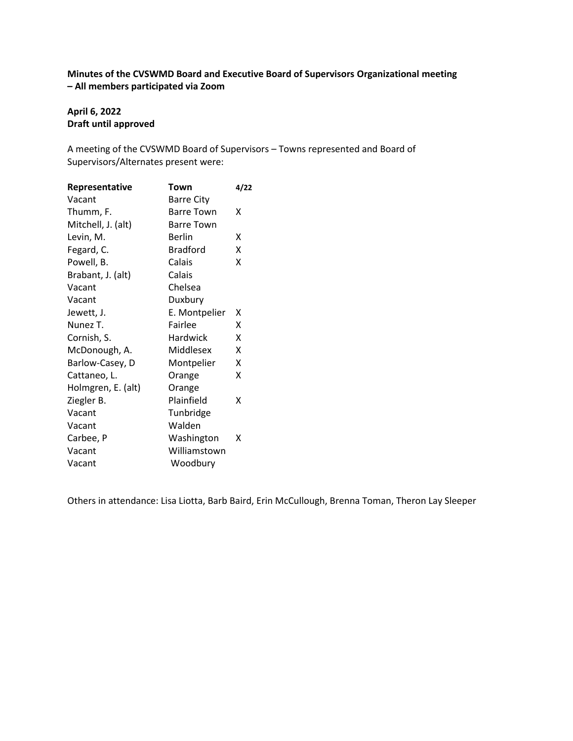**Minutes of the CVSWMD Board and Executive Board of Supervisors Organizational meeting – All members participated via Zoom**

**April 6, 2022**
**Draft until approved**

A meeting of the CVSWMD Board of Supervisors – Towns represented and Board of Supervisors/Alternates present were:

| Representative | Town | 4/22 |
|---|---|---|
| Vacant | Barre City | |
| Thumm, F. | Barre Town | X |
| Mitchell, J. (alt) | Barre Town | |
| Levin, M. | Berlin | X |
| Fegard, C. | Bradford | X |
| Powell, B. | Calais | X |
| Brabant, J. (alt) | Calais | |
| Vacant | Chelsea | |
| Vacant | Duxbury | |
| Jewett, J. | E. Montpelier | X |
| Nunez T. | Fairlee | X |
| Cornish, S. | Hardwick | X |
| McDonough, A. | Middlesex | X |
| Barlow-Casey, D | Montpelier | X |
| Cattaneo, L. | Orange | X |
| Holmgren, E. (alt) | Orange | |
| Ziegler B. | Plainfield | X |
| Vacant | Tunbridge | |
| Vacant | Walden | |
| Carbee, P | Washington | X |
| Vacant | Williamstown | |
| Vacant | Woodbury | |

Others in attendance: Lisa Liotta, Barb Baird, Erin McCullough, Brenna Toman, Theron Lay Sleeper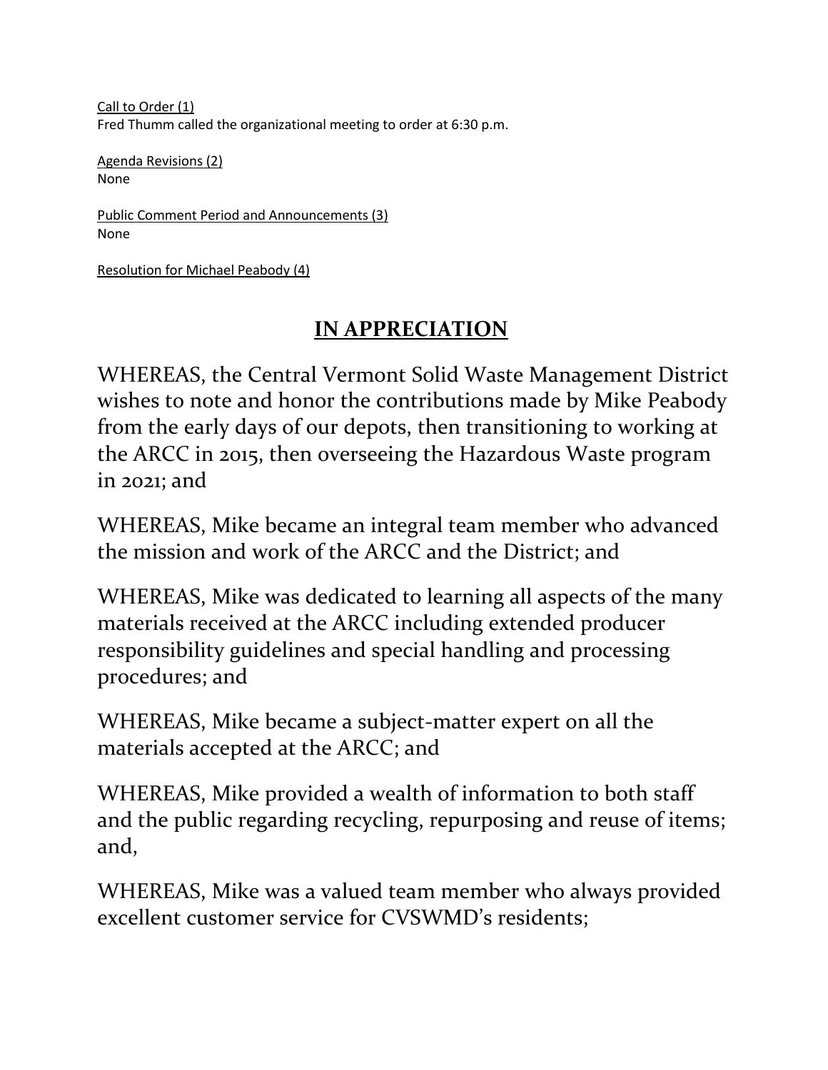Call to Order (1)
Fred Thumm called the organizational meeting to order at 6:30 p.m.

Agenda Revisions (2)
None

Public Comment Period and Announcements (3)
None

Resolution for Michael Peabody (4)

## IN APPRECIATION

WHEREAS, the Central Vermont Solid Waste Management District wishes to note and honor the contributions made by Mike Peabody from the early days of our depots, then transitioning to working at the ARCC in 2015, then overseeing the Hazardous Waste program in 2021; and

WHEREAS, Mike became an integral team member who advanced the mission and work of the ARCC and the District; and

WHEREAS, Mike was dedicated to learning all aspects of the many materials received at the ARCC including extended producer responsibility guidelines and special handling and processing procedures; and

WHEREAS, Mike became a subject-matter expert on all the materials accepted at the ARCC; and

WHEREAS, Mike provided a wealth of information to both staff and the public regarding recycling, repurposing and reuse of items; and,

WHEREAS, Mike was a valued team member who always provided excellent customer service for CVSWMD's residents;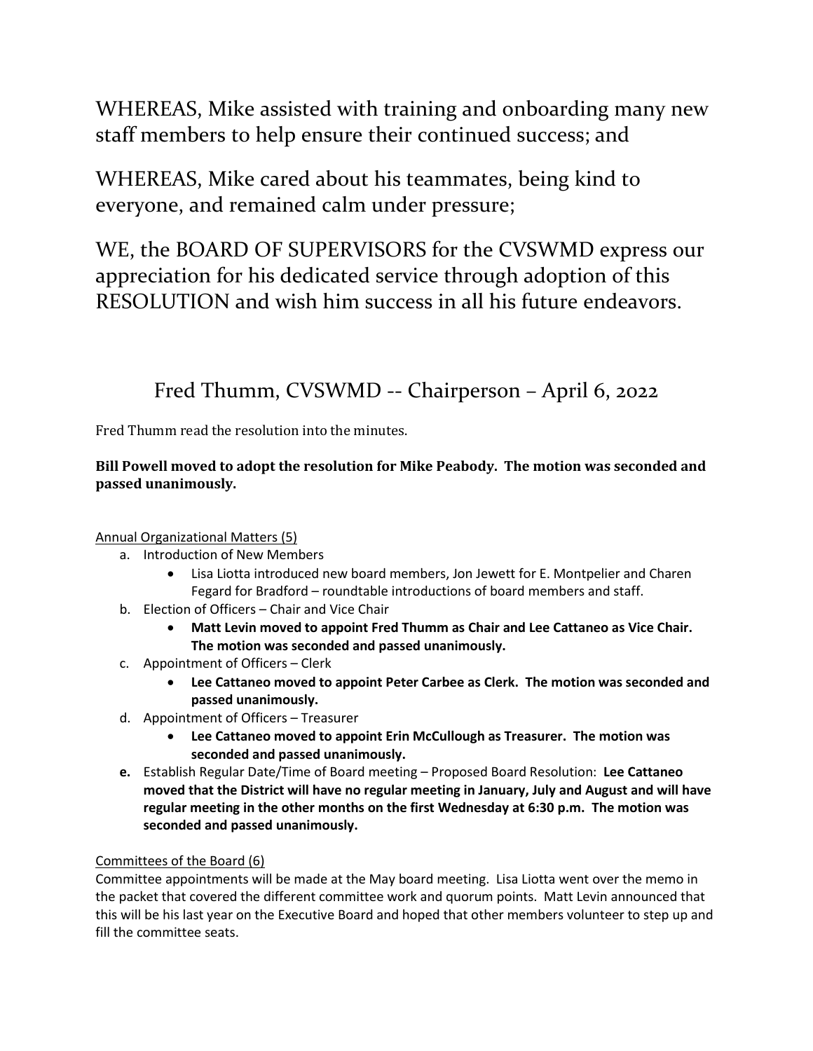WHEREAS, Mike assisted with training and onboarding many new staff members to help ensure their continued success; and

WHEREAS, Mike cared about his teammates, being kind to everyone, and remained calm under pressure;

WE, the BOARD OF SUPERVISORS for the CVSWMD express our appreciation for his dedicated service through adoption of this RESOLUTION and wish him success in all his future endeavors.

Fred Thumm, CVSWMD -- Chairperson – April 6, 2022

Fred Thumm read the resolution into the minutes.

**Bill Powell moved to adopt the resolution for Mike Peabody. The motion was seconded and passed unanimously.**

Annual Organizational Matters (5)

a. Introduction of New Members
   - Lisa Liotta introduced new board members, Jon Jewett for E. Montpelier and Charen Fegard for Bradford – roundtable introductions of board members and staff.
b. Election of Officers – Chair and Vice Chair
   - **Matt Levin moved to appoint Fred Thumm as Chair and Lee Cattaneo as Vice Chair. The motion was seconded and passed unanimously.**
c. Appointment of Officers – Clerk
   - **Lee Cattaneo moved to appoint Peter Carbee as Clerk. The motion was seconded and passed unanimously.**
d. Appointment of Officers – Treasurer
   - **Lee Cattaneo moved to appoint Erin McCullough as Treasurer. The motion was seconded and passed unanimously.**
e. Establish Regular Date/Time of Board meeting – Proposed Board Resolution: **Lee Cattaneo moved that the District will have no regular meeting in January, July and August and will have regular meeting in the other months on the first Wednesday at 6:30 p.m. The motion was seconded and passed unanimously.**

Committees of the Board (6)

Committee appointments will be made at the May board meeting. Lisa Liotta went over the memo in the packet that covered the different committee work and quorum points. Matt Levin announced that this will be his last year on the Executive Board and hoped that other members volunteer to step up and fill the committee seats.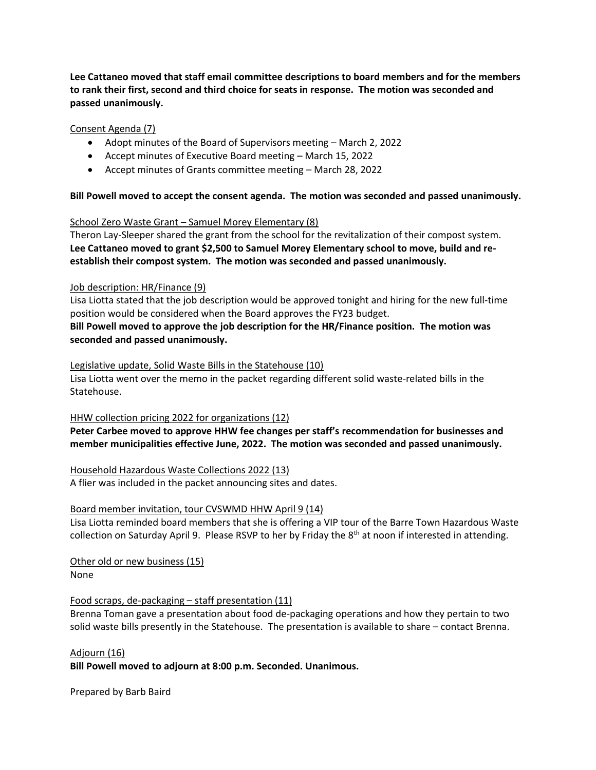**Lee Cattaneo moved that staff email committee descriptions to board members and for the members to rank their first, second and third choice for seats in response. The motion was seconded and passed unanimously.**

Consent Agenda (7)

- Adopt minutes of the Board of Supervisors meeting – March 2, 2022
- Accept minutes of Executive Board meeting – March 15, 2022
- Accept minutes of Grants committee meeting – March 28, 2022

**Bill Powell moved to accept the consent agenda. The motion was seconded and passed unanimously.**

School Zero Waste Grant – Samuel Morey Elementary (8)

Theron Lay-Sleeper shared the grant from the school for the revitalization of their compost system. **Lee Cattaneo moved to grant $2,500 to Samuel Morey Elementary school to move, build and re-establish their compost system. The motion was seconded and passed unanimously.**

Job description: HR/Finance (9)

Lisa Liotta stated that the job description would be approved tonight and hiring for the new full-time position would be considered when the Board approves the FY23 budget.
**Bill Powell moved to approve the job description for the HR/Finance position. The motion was seconded and passed unanimously.**

Legislative update, Solid Waste Bills in the Statehouse (10)

Lisa Liotta went over the memo in the packet regarding different solid waste-related bills in the Statehouse.

HHW collection pricing 2022 for organizations (12)

**Peter Carbee moved to approve HHW fee changes per staff's recommendation for businesses and member municipalities effective June, 2022. The motion was seconded and passed unanimously.**

Household Hazardous Waste Collections 2022 (13)

A flier was included in the packet announcing sites and dates.

Board member invitation, tour CVSWMD HHW April 9 (14)

Lisa Liotta reminded board members that she is offering a VIP tour of the Barre Town Hazardous Waste collection on Saturday April 9. Please RSVP to her by Friday the 8th at noon if interested in attending.

Other old or new business (15)

None

Food scraps, de-packaging – staff presentation (11)

Brenna Toman gave a presentation about food de-packaging operations and how they pertain to two solid waste bills presently in the Statehouse. The presentation is available to share – contact Brenna.

Adjourn (16)

**Bill Powell moved to adjourn at 8:00 p.m. Seconded. Unanimous.**

Prepared by Barb Baird